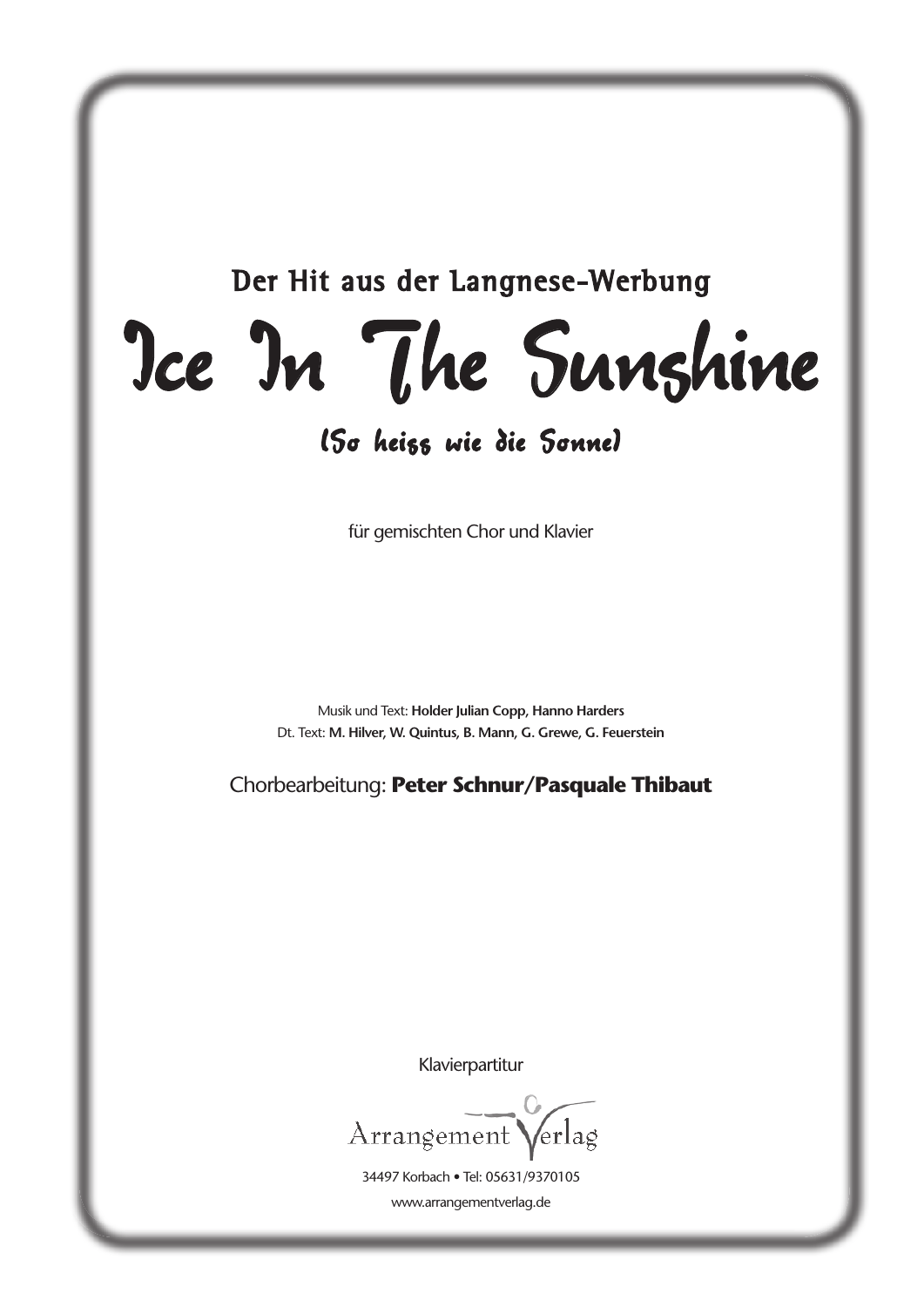### Der Hit aus der Langnese-Werbung

# Ice In The Sunshine

## (So heiss wie die Sonne)

für gemischten Chor und Klavier

Musik und Text: **Holder Julian Copp, Hanno Harders**
Dt. Text: **M. Hilver, W. Quintus, B. Mann, G. Grewe, G. Feuerstein**

Chorbearbeitung: **Peter Schnur/Pasquale Thibaut**

Klavierpartitur

Arrangement Verlag

34497 Korbach • Tel: 05631/9370105

www.arrangementverlag.de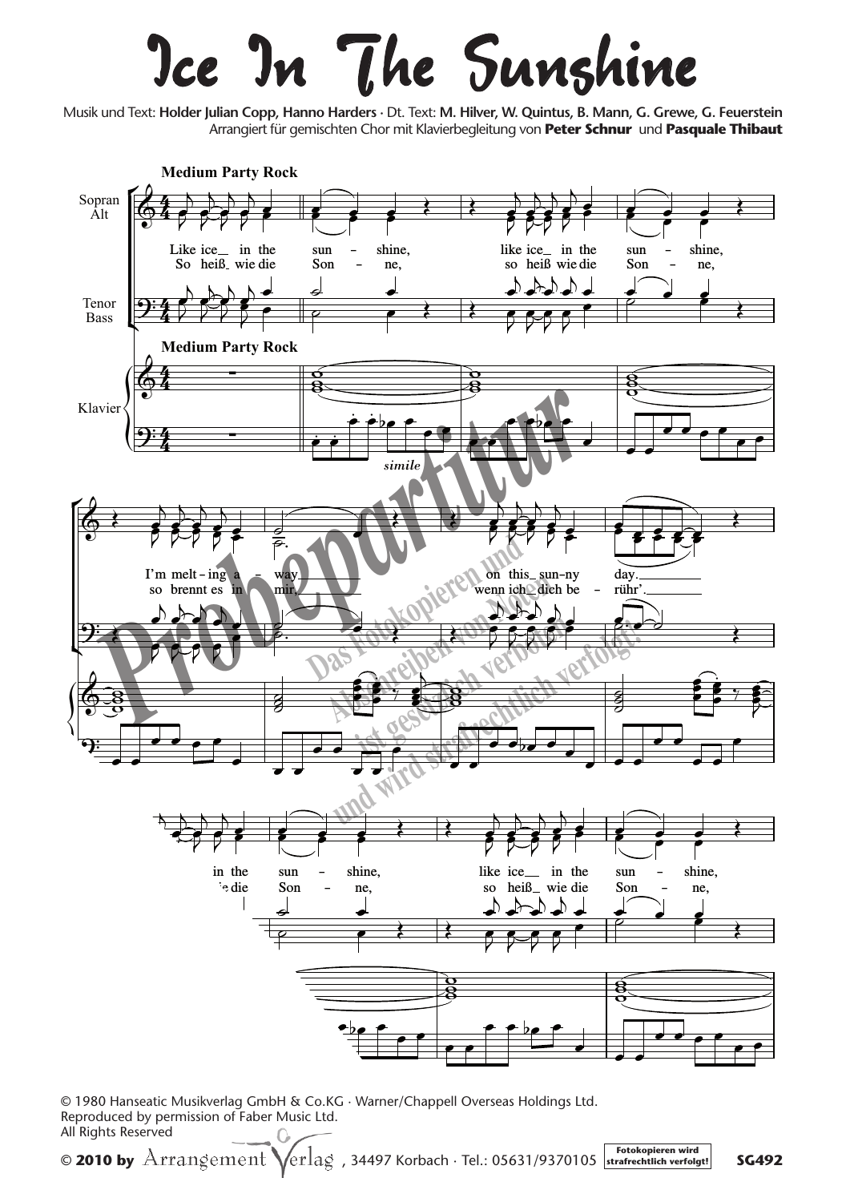# Ice In The Sunshine

Musik und Text: **Holder Julian Copp, Hanno Harders** · Dt. Text: **M. Hilver, W. Quintus, B. Mann, G. Grewe, G. Feuerstein**
Arrangiert für gemischten Chor mit Klavierbegleitung von **Peter Schnur** und **Pasquale Thibaut**

**Medium Party Rock**

Sopran / Alt

Tenor / Bass

Klavier

*simile*

Like ice in the sun - shine, like ice in the sun - shine,
So heiß wie die Son - ne, so heiß wie die Son - ne,

I'm melt - ing a - way on this sun - ny day.
so brennt es in mir, wenn ich dich be - rühr'.

in the sun - shine, like ice in the sun - shine,
wie die Son - ne, so heiß wie die Son - ne,

Probepartitur
Das Fotokopieren und Abschreiben von Noten ist gesetzlich verboten und wird strafrechtlich verfolgt!

© 1980 Hanseatic Musikverlag GmbH & Co.KG · Warner/Chappell Overseas Holdings Ltd.
Reproduced by permission of Faber Music Ltd.
All Rights Reserved

**© 2010 by** Arrangement Verlag, 34497 Korbach · Tel.: 05631/9370105 **Fotokopieren wird strafrechtlich verfolgt!** **SG492**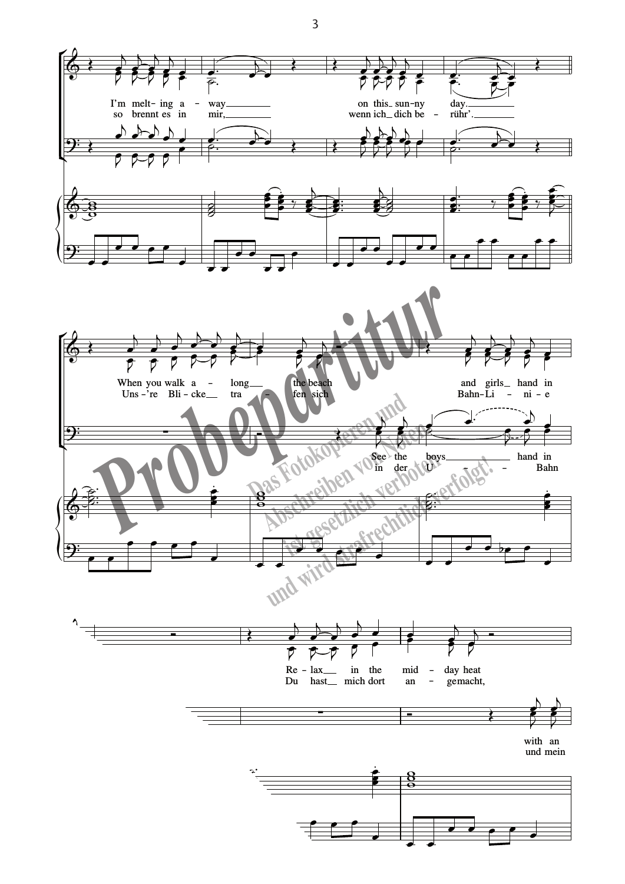I'm melt-ing a - way on this sun-ny day.
so brennt es in mir, wenn ich dich be - rühr'.

When you walk a - long the beach and girls hand in
Uns-'re Bli-cke tra - fen sich Bahn-Li - ni-e

See the boys hand in
in der U - - Bahn

Re-lax in the mid - day heat
Du hast mich dort an - gemacht,

with an
und mein

Probepartitur

Das Fotokopieren und Abschreiben von Noten ist gesetzlich verboten und wird strafrechtlich verfolgt!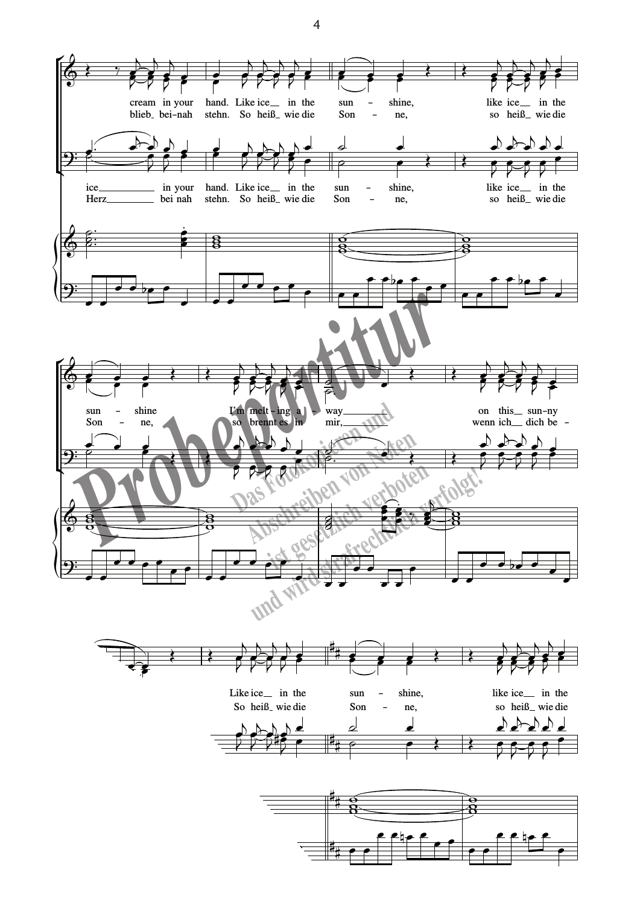cream in your hand. Like ice in the sun – shine, like ice in the
blieb bei-nah stehn. So heiß wie die Son – ne, so heiß wie die

ice in your hand. Like ice in the sun – shine, like ice in the
Herz bei nah stehn. So heiß wie die Son – ne, so heiß wie die

sun – shine I'm melt – ing a – way on this sun–ny
Son – ne, so brennt es in mir, wenn ich dich be –

Probepartitur

Das Fotokopieren und Abschreiben von Noten ist gesetzlich verboten und wird strafrechtlich verfolgt!

Like ice in the sun – shine, like ice in the
So heiß wie die Son – ne, so heiß wie die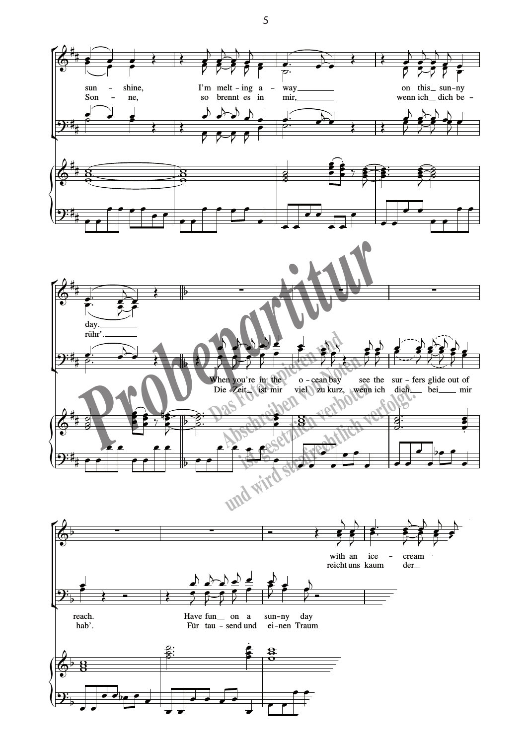sun – shine, I'm melt – ing a – way on this sun – ny
Son – ne, so brennt es in mir, wenn ich dich be –

day.
rühr'.

When you're in the o – cean bay see the sur – fers glide out of
Die Zeit ist mir viel zu kurz, wenn ich dich bei mir

with an ice – cream
reicht uns kaum der

reach. Have fun on a sun – ny day
hab'. Für tau – send und ei – nen Traum

Probepartitur

Das Fotokopieren und Abschreiben von Noten ist gesetzlich verboten und wird strafrechtlich verfolgt.